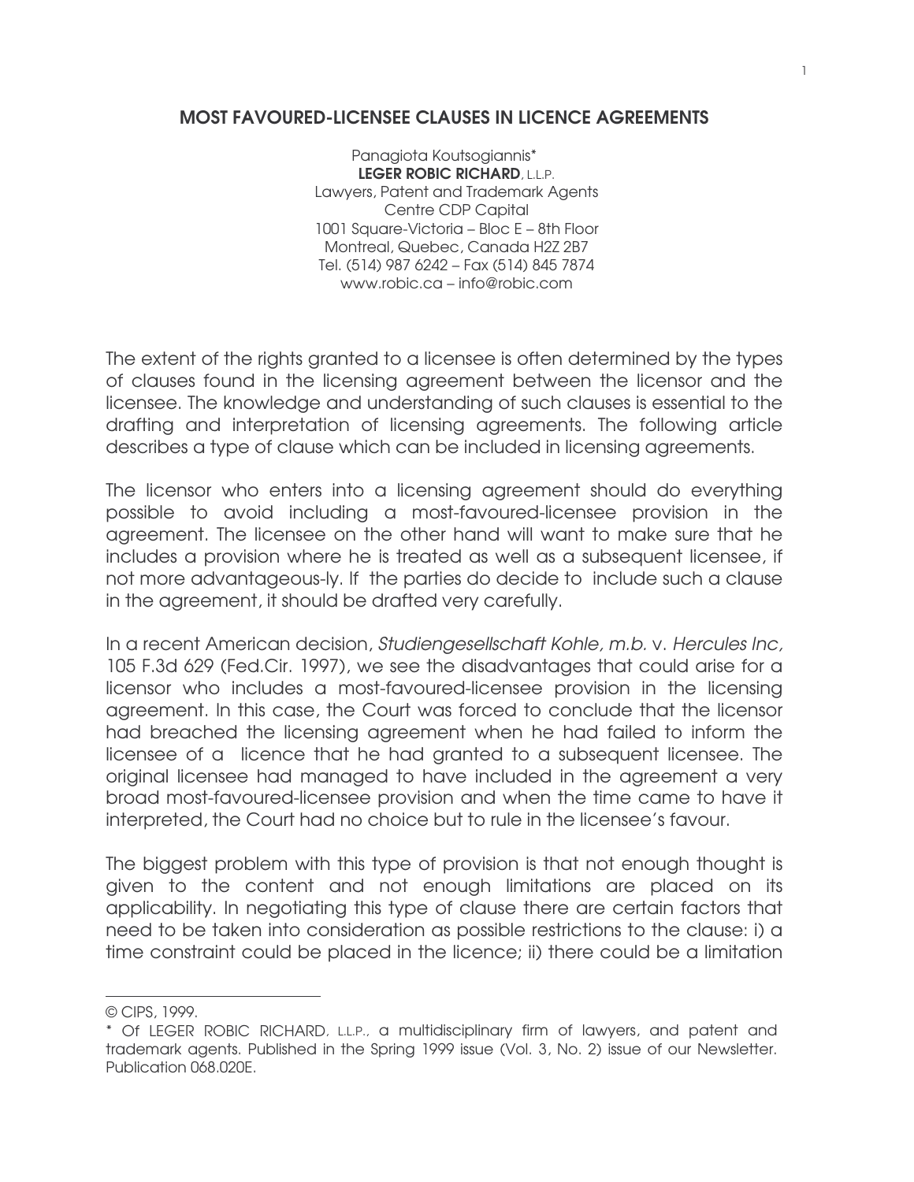# MOST FAVOURED-LICENSEE CLAUSES IN LICENCE AGREEMENTS

Panagiota Koutsogiannis*
**LEGER ROBIC RICHARD**, L.L.P.
Lawyers, Patent and Trademark Agents
Centre CDP Capital
1001 Square-Victoria – Bloc E – 8th Floor
Montreal, Quebec, Canada H2Z 2B7
Tel. (514) 987 6242 – Fax (514) 845 7874
www.robic.ca – info@robic.com

The extent of the rights granted to a licensee is often determined by the types of clauses found in the licensing agreement between the licensor and the licensee. The knowledge and understanding of such clauses is essential to the drafting and interpretation of licensing agreements. The following article describes a type of clause which can be included in licensing agreements.

The licensor who enters into a licensing agreement should do everything possible to avoid including a most-favoured-licensee provision in the agreement. The licensee on the other hand will want to make sure that he includes a provision where he is treated as well as a subsequent licensee, if not more advantageous-ly. If the parties do decide to include such a clause in the agreement, it should be drafted very carefully.

In a recent American decision, *Studiengesellschaft Kohle, m.b.* v. *Hercules Inc,* 105 F.3d 629 (Fed.Cir. 1997), we see the disadvantages that could arise for a licensor who includes a most-favoured-licensee provision in the licensing agreement. In this case, the Court was forced to conclude that the licensor had breached the licensing agreement when he had failed to inform the licensee of a licence that he had granted to a subsequent licensee. The original licensee had managed to have included in the agreement a very broad most-favoured-licensee provision and when the time came to have it interpreted, the Court had no choice but to rule in the licensee's favour.

The biggest problem with this type of provision is that not enough thought is given to the content and not enough limitations are placed on its applicability. In negotiating this type of clause there are certain factors that need to be taken into consideration as possible restrictions to the clause: i) a time constraint could be placed in the licence; ii) there could be a limitation

---

© CIPS, 1999.

\* Of LEGER ROBIC RICHARD, L.L.P., a multidisciplinary firm of lawyers, and patent and trademark agents. Published in the Spring 1999 issue (Vol. 3, No. 2) issue of our Newsletter. Publication 068.020E.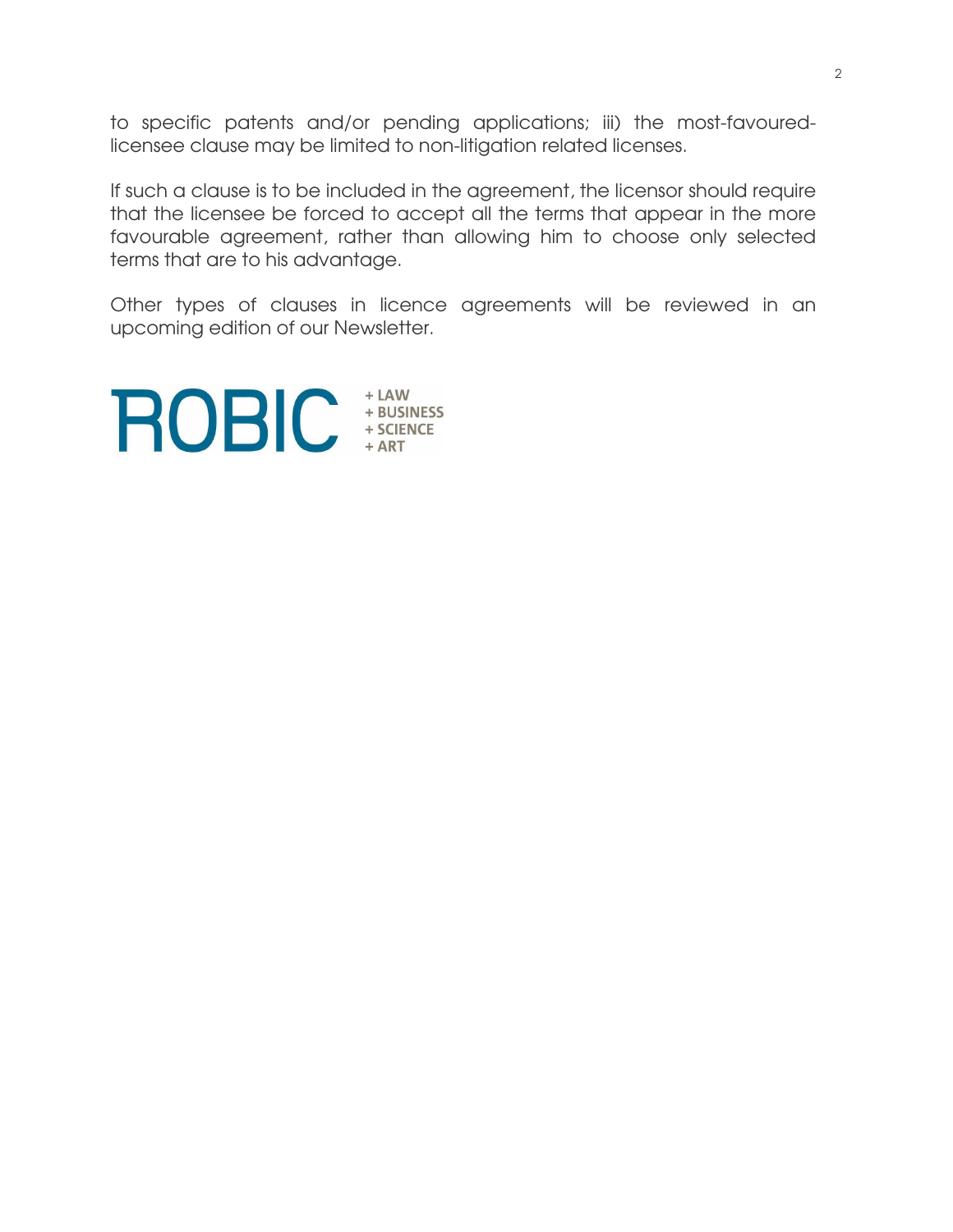to specific patents and/or pending applications; iii) the most-favoured-licensee clause may be limited to non-litigation related licenses.

If such a clause is to be included in the agreement, the licensor should require that the licensee be forced to accept all the terms that appear in the more favourable agreement, rather than allowing him to choose only selected terms that are to his advantage.

Other types of clauses in licence agreements will be reviewed in an upcoming edition of our Newsletter.

ROBIC + LAW + BUSINESS + SCIENCE + ART